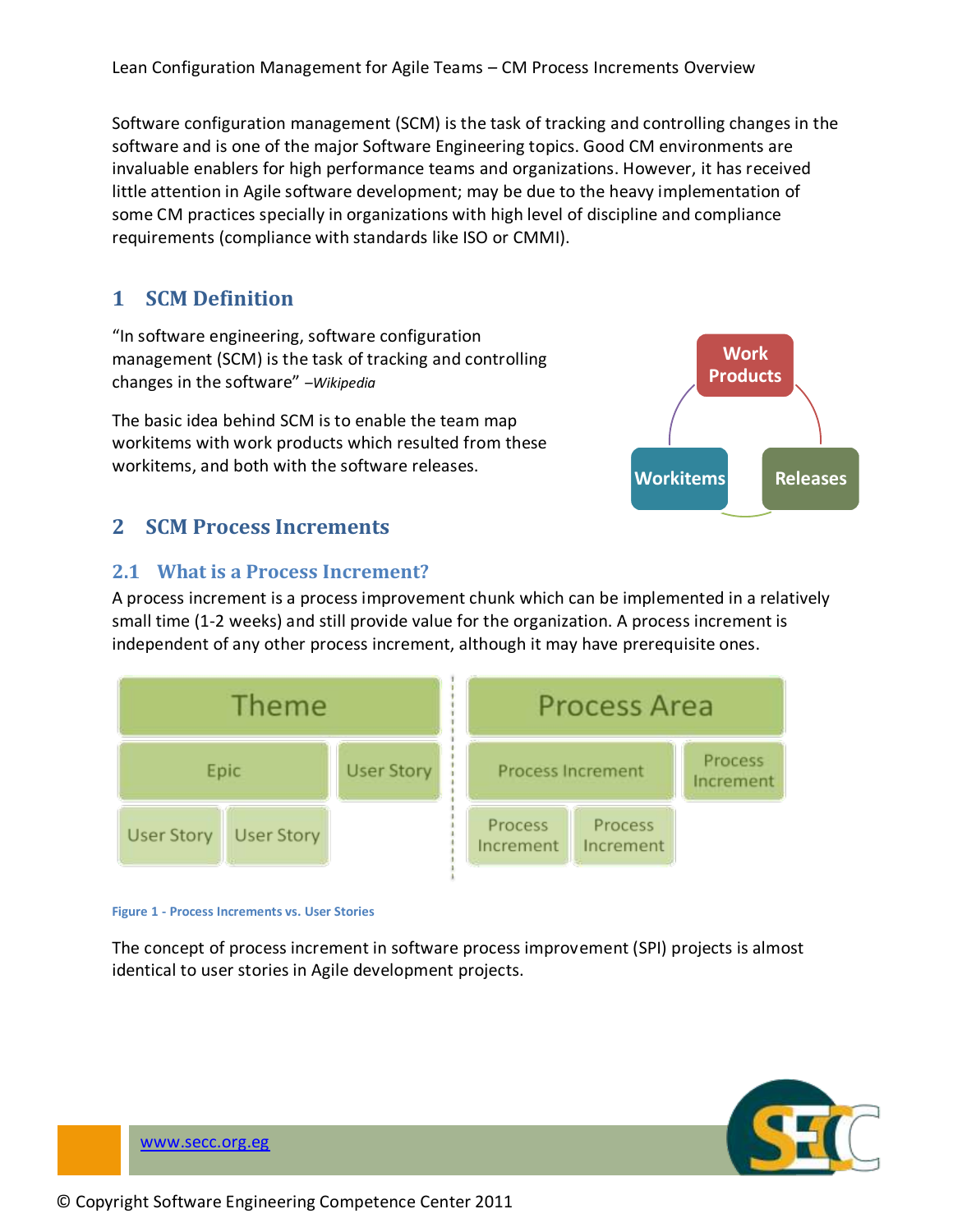Software configuration management (SCM) is the task of tracking and controlling changes in the software and is one of the major Software Engineering topics. Good CM environments are invaluable enablers for high performance teams and organizations. However, it has received little attention in Agile software development; may be due to the heavy implementation of some CM practices specially in organizations with high level of discipline and compliance requirements (compliance with standards like ISO or CMMI).

# 1 SCM Definition

"In software engineering, software configuration management (SCM) is the task of tracking and controlling changes in the software" –*Wikipedia*

The basic idea behind SCM is to enable the team map workitems with work products which resulted from these workitems, and both with the software releases.

Work Products

Workitems

Releases

# 2 SCM Process Increments

## 2.1 What is a Process Increment?

A process increment is a process improvement chunk which can be implemented in a relatively small time (1-2 weeks) and still provide value for the organization. A process increment is independent of any other process increment, although it may have prerequisite ones.

Theme

Epic

User Story

User Story

User Story

Process Area

Process Increment

Process Increment

Process Increment

Process Increment

**Figure 1 - Process Increments vs. User Stories**

The concept of process increment in software process improvement (SPI) projects is almost identical to user stories in Agile development projects.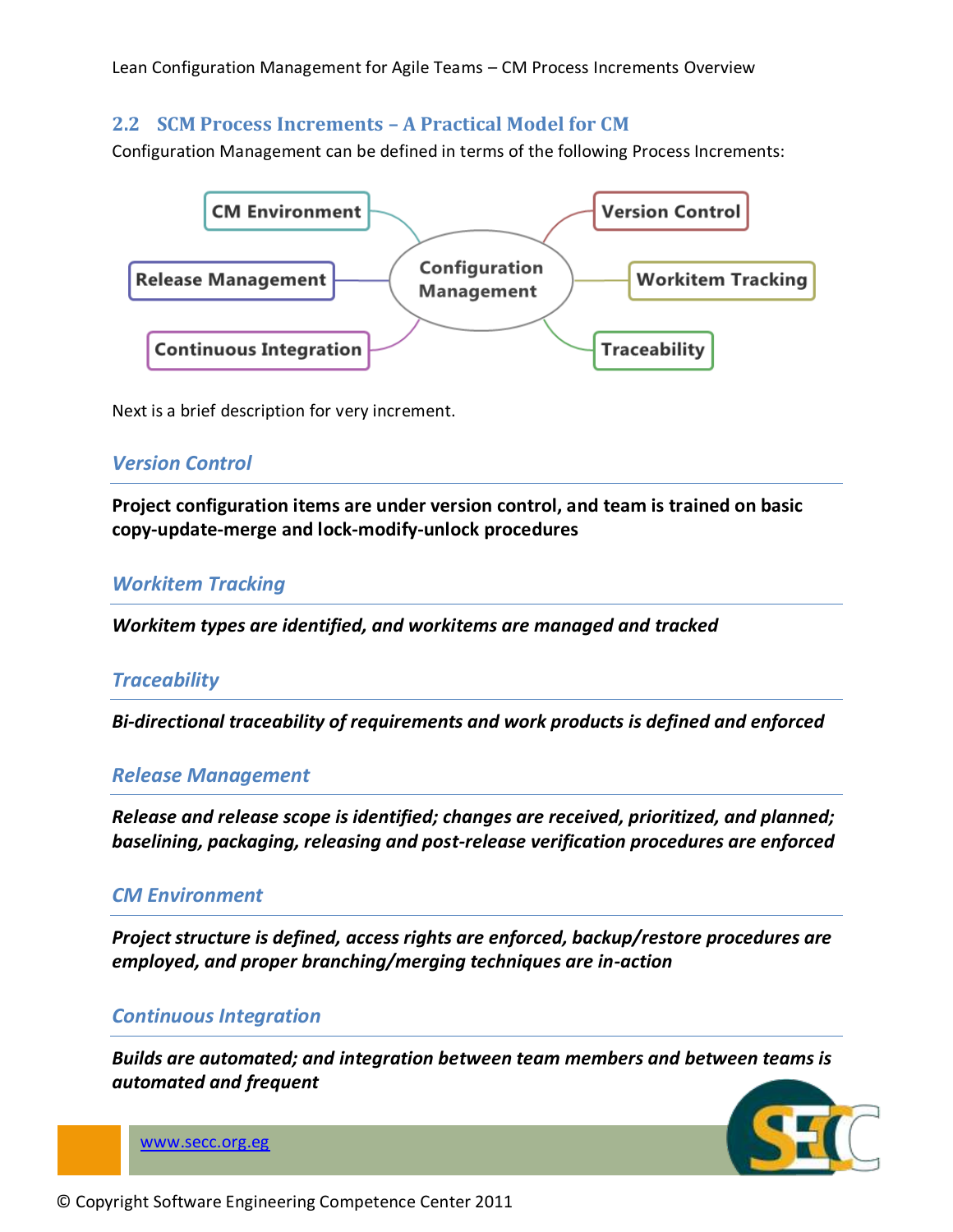## 2.2 SCM Process Increments – A Practical Model for CM

Configuration Management can be defined in terms of the following Process Increments:

Configuration Management

CM Environment

Release Management

Continuous Integration

Version Control

Workitem Tracking

Traceability

Next is a brief description for very increment.

### *Version Control*

**Project configuration items are under version control, and team is trained on basic copy-update-merge and lock-modify-unlock procedures**

### *Workitem Tracking*

***Workitem types are identified, and workitems are managed and tracked***

### *Traceability*

***Bi-directional traceability of requirements and work products is defined and enforced***

### *Release Management*

***Release and release scope is identified; changes are received, prioritized, and planned; baselining, packaging, releasing and post-release verification procedures are enforced***

### *CM Environment*

***Project structure is defined, access rights are enforced, backup/restore procedures are employed, and proper branching/merging techniques are in-action***

### *Continuous Integration*

***Builds are automated; and integration between team members and between teams is automated and frequent***

www.secc.org.eg

© Copyright Software Engineering Competence Center 2011